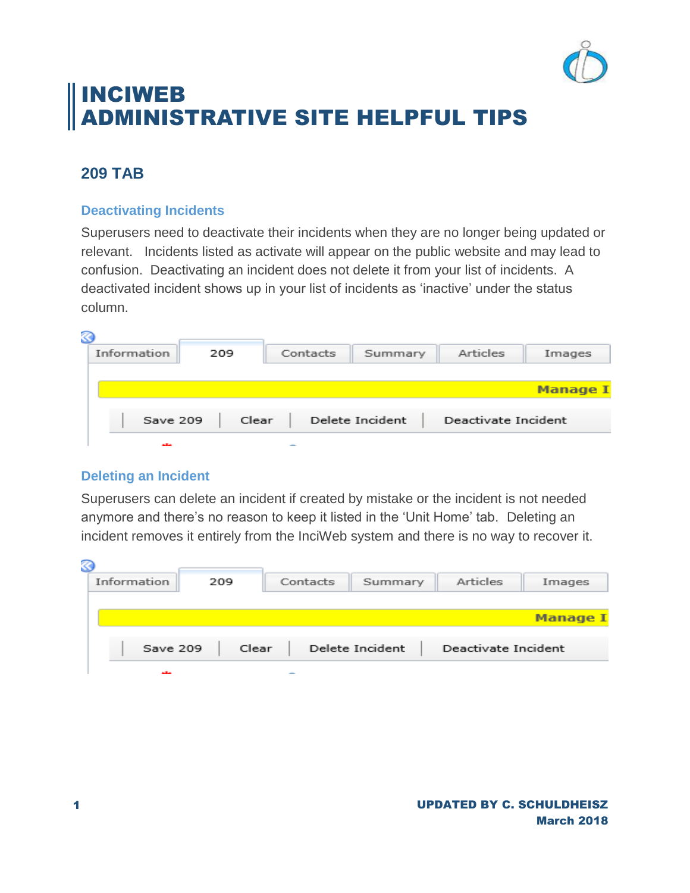# INCIWEB
# ADMINISTRATIVE SITE HELPFUL TIPS

## 209 TAB

### Deactivating Incidents

Superusers need to deactivate their incidents when they are no longer being updated or relevant. Incidents listed as activate will appear on the public website and may lead to confusion. Deactivating an incident does not delete it from your list of incidents. A deactivated incident shows up in your list of incidents as 'inactive' under the status column.

### Deleting an Incident

Superusers can delete an incident if created by mistake or the incident is not needed anymore and there's no reason to keep it listed in the 'Unit Home' tab. Deleting an incident removes it entirely from the InciWeb system and there is no way to recover it.

UPDATED BY C. SCHULDHEISZ
March 2018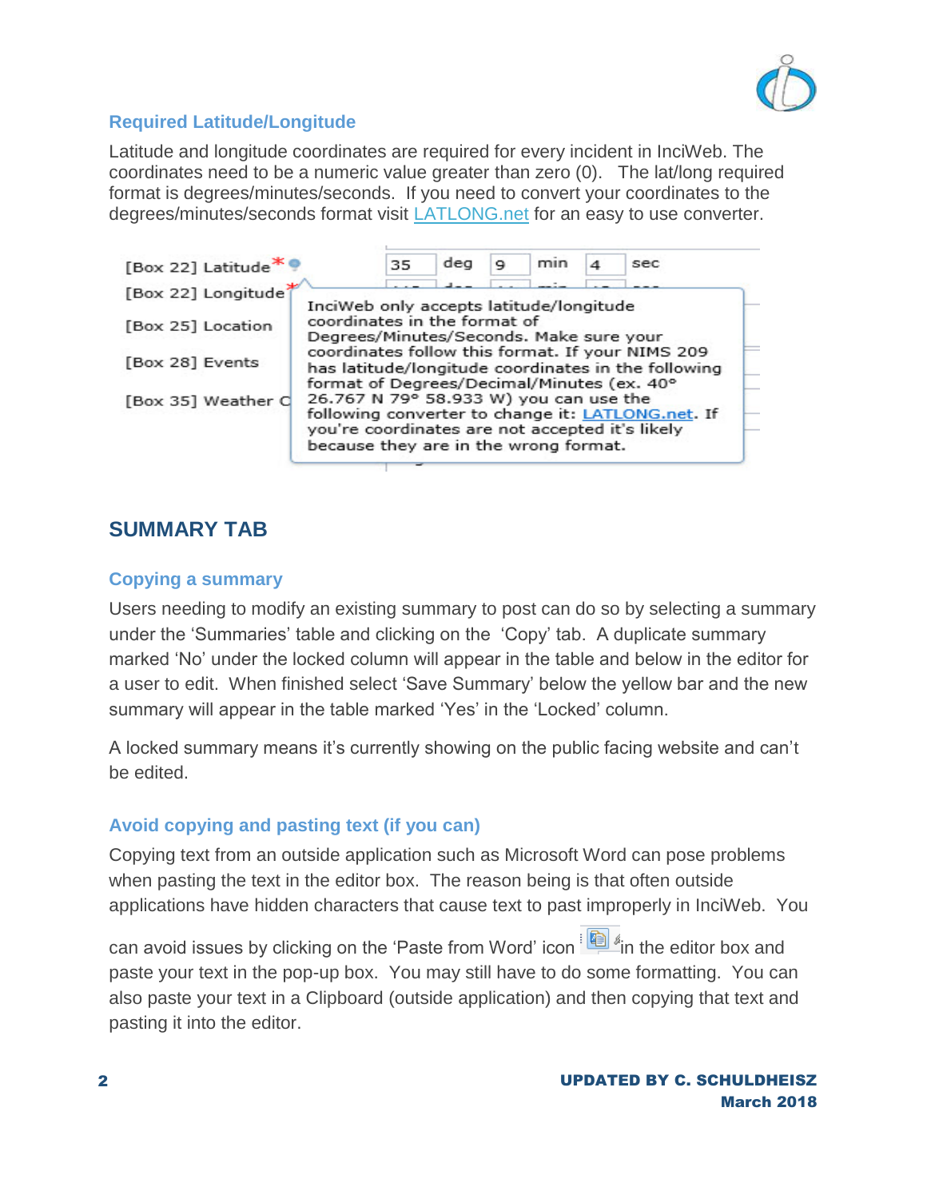### Required Latitude/Longitude

Latitude and longitude coordinates are required for every incident in InciWeb. The coordinates need to be a numeric value greater than zero (0). The lat/long required format is degrees/minutes/seconds. If you need to convert your coordinates to the degrees/minutes/seconds format visit LATLONG.net for an easy to use converter.

[Box 22] Latitude* 35 deg 9 min 4 sec
[Box 22] Longitude*
[Box 25] Location
[Box 28] Events
[Box 35] Weather C

InciWeb only accepts latitude/longitude coordinates in the format of Degrees/Minutes/Seconds. Make sure your coordinates follow this format. If your NIMS 209 has latitude/longitude coordinates in the following format of Degrees/Decimal/Minutes (ex. 40° 26.767 N 79° 58.933 W) you can use the following converter to change it: LATLONG.net. If you're coordinates are not accepted it's likely because they are in the wrong format.

## SUMMARY TAB

### Copying a summary

Users needing to modify an existing summary to post can do so by selecting a summary under the 'Summaries' table and clicking on the 'Copy' tab. A duplicate summary marked 'No' under the locked column will appear in the table and below in the editor for a user to edit. When finished select 'Save Summary' below the yellow bar and the new summary will appear in the table marked 'Yes' in the 'Locked' column.

A locked summary means it's currently showing on the public facing website and can't be edited.

### Avoid copying and pasting text (if you can)

Copying text from an outside application such as Microsoft Word can pose problems when pasting the text in the editor box. The reason being is that often outside applications have hidden characters that cause text to past improperly in InciWeb. You can avoid issues by clicking on the 'Paste from Word' icon in the editor box and paste your text in the pop-up box. You may still have to do some formatting. You can also paste your text in a Clipboard (outside application) and then copying that text and pasting it into the editor.

UPDATED BY C. SCHULDHEISZ
March 2018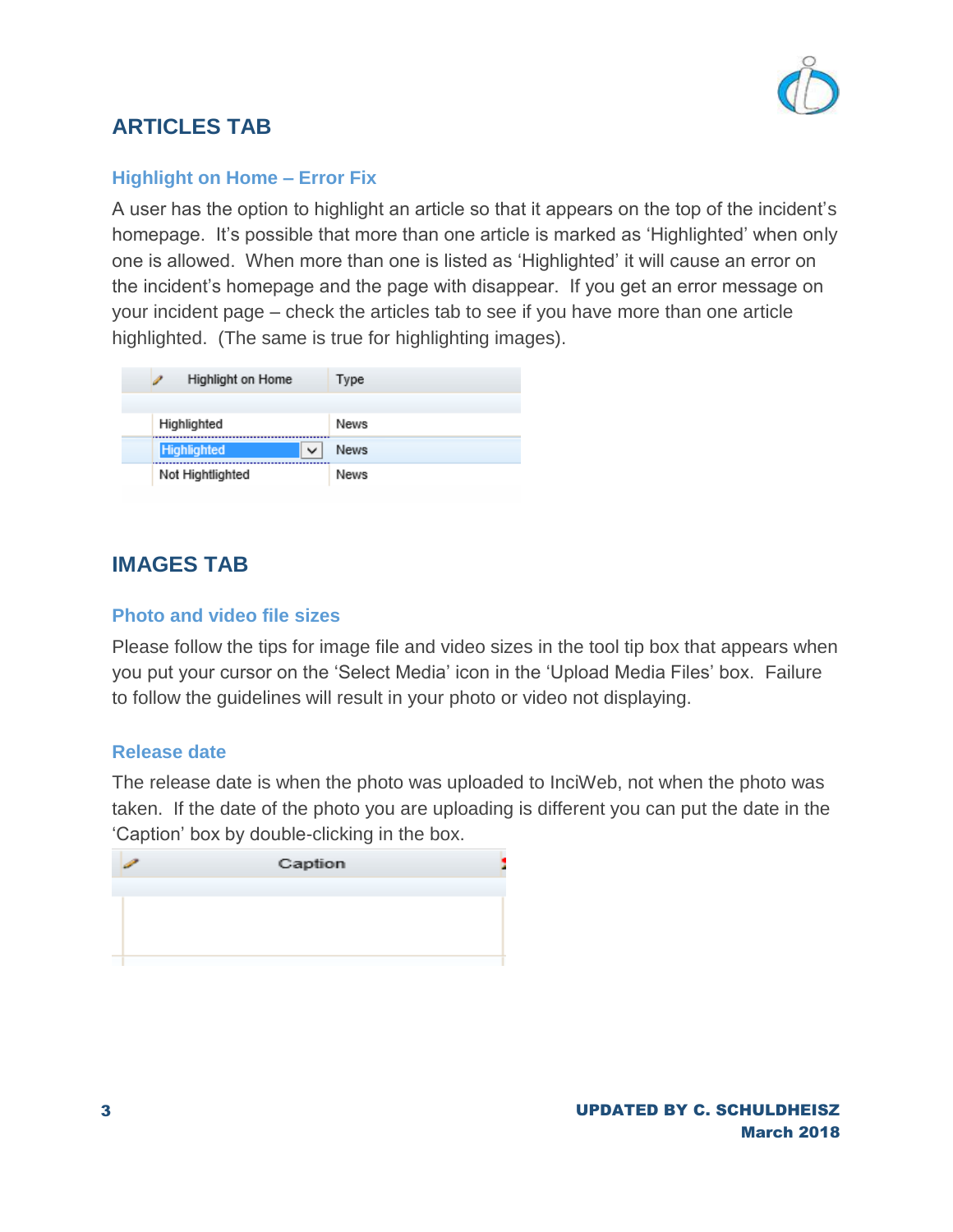## ARTICLES TAB

### Highlight on Home – Error Fix

A user has the option to highlight an article so that it appears on the top of the incident's homepage. It's possible that more than one article is marked as 'Highlighted' when only one is allowed. When more than one is listed as 'Highlighted' it will cause an error on the incident's homepage and the page with disappear. If you get an error message on your incident page – check the articles tab to see if you have more than one article highlighted. (The same is true for highlighting images).

| Highlight on Home | Type |
|---|---|
| Highlighted | News |
| Highlighted | News |
| Not Hightlighted | News |

## IMAGES TAB

### Photo and video file sizes

Please follow the tips for image file and video sizes in the tool tip box that appears when you put your cursor on the 'Select Media' icon in the 'Upload Media Files' box. Failure to follow the guidelines will result in your photo or video not displaying.

### Release date

The release date is when the photo was uploaded to InciWeb, not when the photo was taken. If the date of the photo you are uploading is different you can put the date in the 'Caption' box by double-clicking in the box.

| Caption |
|---|
| |

**UPDATED BY C. SCHULDHEISZ**
**March 2018**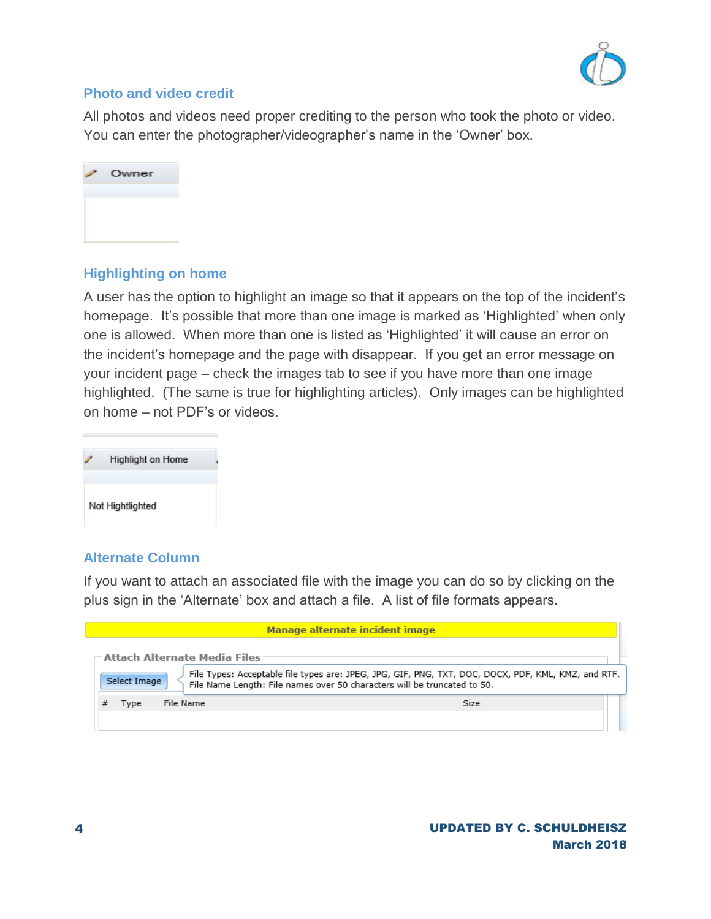## Photo and video credit

All photos and videos need proper crediting to the person who took the photo or video. You can enter the photographer/videographer's name in the 'Owner' box.

Owner

## Highlighting on home

A user has the option to highlight an image so that it appears on the top of the incident's homepage. It's possible that more than one image is marked as 'Highlighted' when only one is allowed. When more than one is listed as 'Highlighted' it will cause an error on the incident's homepage and the page with disappear. If you get an error message on your incident page – check the images tab to see if you have more than one image highlighted. (The same is true for highlighting articles). Only images can be highlighted on home – not PDF's or videos.

Highlight on Home

Not Hightlighted

## Alternate Column

If you want to attach an associated file with the image you can do so by clicking on the plus sign in the 'Alternate' box and attach a file. A list of file formats appears.

Manage alternate incident image

Attach Alternate Media Files

Select Image

File Types: Acceptable file types are: JPEG, JPG, GIF, PNG, TXT, DOC, DOCX, PDF, KML, KMZ, and RTF.
File Name Length: File names over 50 characters will be truncated to 50.

| # | Type | File Name | Size |
|---|---|---|---|

UPDATED BY C. SCHULDHEISZ
March 2018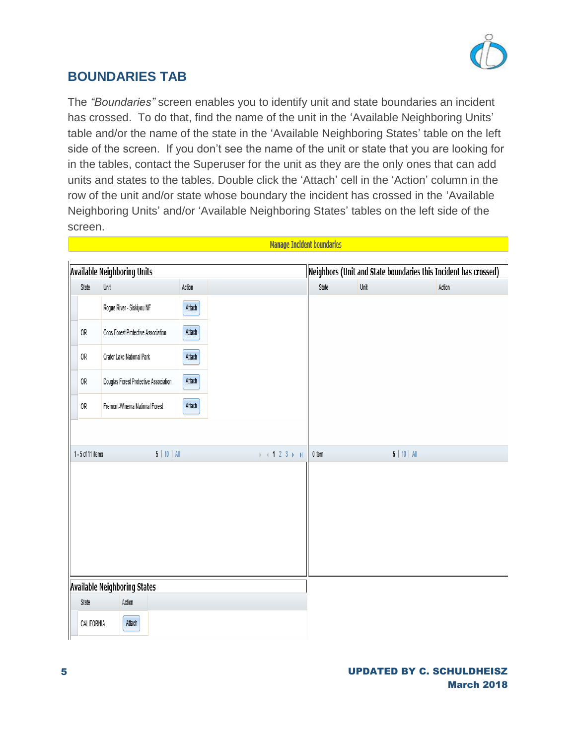## BOUNDARIES TAB

The *"Boundaries"* screen enables you to identify unit and state boundaries an incident has crossed. To do that, find the name of the unit in the 'Available Neighboring Units' table and/or the name of the state in the 'Available Neighboring States' table on the left side of the screen. If you don't see the name of the unit or state that you are looking for in the tables, contact the Superuser for the unit as they are the only ones that can add units and states to the tables. Double click the 'Attach' cell in the 'Action' column in the row of the unit and/or state whose boundary the incident has crossed in the 'Available Neighboring Units' and/or 'Available Neighboring States' tables on the left side of the screen.

**Manage Incident boundaries**

**Available Neighboring Units**

| State | Unit | Action |
|---|---|---|
| | Rogue River - Siskiyou NF | Attach |
| OR | Coos Forest Protective Association | Attach |
| OR | Crater Lake National Park | Attach |
| OR | Douglas Forest Protective Association | Attach |
| OR | Fremont-Winema National Forest | Attach |

1 - 5 of 11 items 5 | 10 | All 1 2 3

**Neighbors (Unit and State boundaries this Incident has crossed)**

| State | Unit | Action |
|---|---|---|

0 item 5 | 10 | All

**Available Neighboring States**

| State | Action |
|---|---|
| CALIFORNIA | Attach |

UPDATED BY C. SCHULDHEISZ
March 2018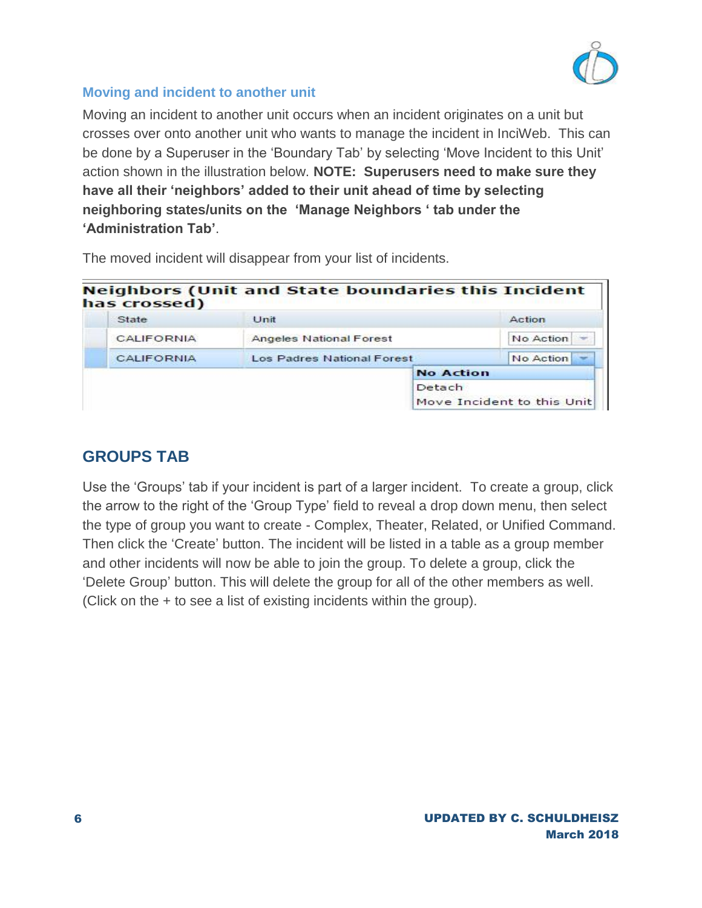### Moving and incident to another unit

Moving an incident to another unit occurs when an incident originates on a unit but crosses over onto another unit who wants to manage the incident in InciWeb. This can be done by a Superuser in the 'Boundary Tab' by selecting 'Move Incident to this Unit' action shown in the illustration below. **NOTE: Superusers need to make sure they have all their 'neighbors' added to their unit ahead of time by selecting neighboring states/units on the 'Manage Neighbors ' tab under the 'Administration Tab'**.

The moved incident will disappear from your list of incidents.

**Neighbors (Unit and State boundaries this Incident has crossed)**

| State | Unit | Action |
| --- | --- | --- |
| CALIFORNIA | Angeles National Forest | No Action |
| CALIFORNIA | Los Padres National Forest | No Action |

Action dropdown options: **No Action**, Detach, Move Incident to this Unit

## GROUPS TAB

Use the 'Groups' tab if your incident is part of a larger incident. To create a group, click the arrow to the right of the 'Group Type' field to reveal a drop down menu, then select the type of group you want to create - Complex, Theater, Related, or Unified Command. Then click the 'Create' button. The incident will be listed in a table as a group member and other incidents will now be able to join the group. To delete a group, click the 'Delete Group' button. This will delete the group for all of the other members as well. (Click on the + to see a list of existing incidents within the group).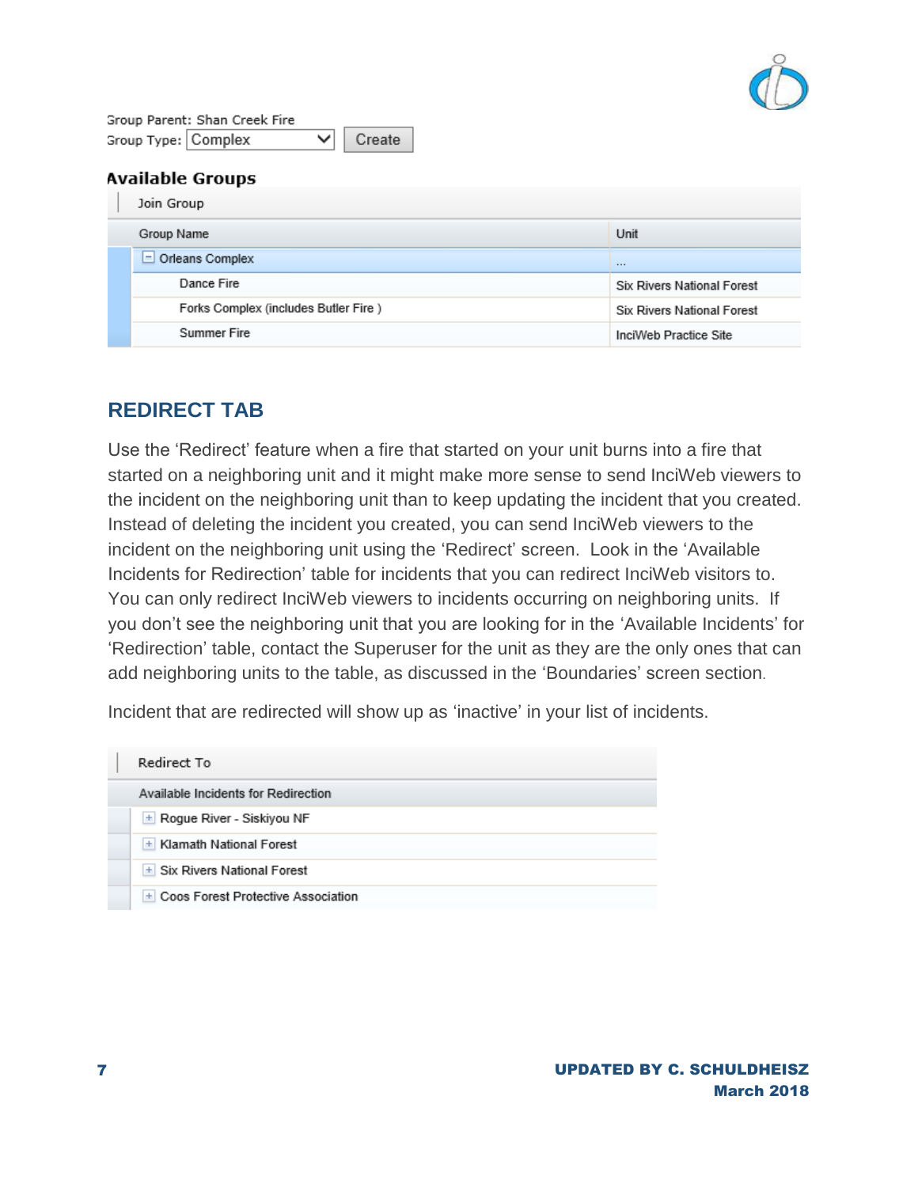Group Parent: Shan Creek Fire

Group Type: Complex [Create]

**Available Groups**

Join Group

| Group Name | Unit |
|---|---|
| Orleans Complex | ... |
| Dance Fire | Six Rivers National Forest |
| Forks Complex (includes Butler Fire ) | Six Rivers National Forest |
| Summer Fire | InciWeb Practice Site |

## REDIRECT TAB

Use the 'Redirect' feature when a fire that started on your unit burns into a fire that started on a neighboring unit and it might make more sense to send InciWeb viewers to the incident on the neighboring unit than to keep updating the incident that you created. Instead of deleting the incident you created, you can send InciWeb viewers to the incident on the neighboring unit using the 'Redirect' screen. Look in the 'Available Incidents for Redirection' table for incidents that you can redirect InciWeb visitors to. You can only redirect InciWeb viewers to incidents occurring on neighboring units. If you don't see the neighboring unit that you are looking for in the 'Available Incidents' for 'Redirection' table, contact the Superuser for the unit as they are the only ones that can add neighboring units to the table, as discussed in the 'Boundaries' screen section.

Incident that are redirected will show up as 'inactive' in your list of incidents.

Redirect To

| Available Incidents for Redirection |
|---|
| Rogue River - Siskiyou NF |
| Klamath National Forest |
| Six Rivers National Forest |
| Coos Forest Protective Association |

**UPDATED BY C. SCHULDHEISZ**
**March 2018**